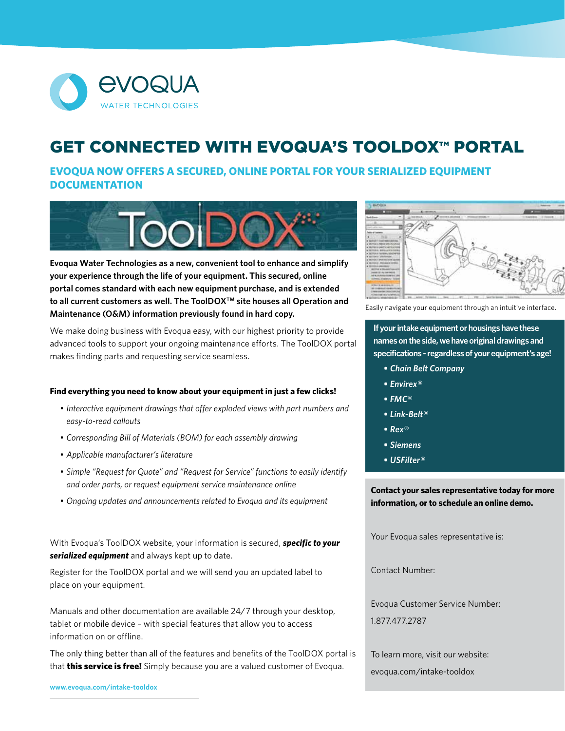EVOQUA WATER TECHNOLOGIES

# GET CONNECTED WITH EVOQUA'S TOOLDOX™ PORTAL

## EVOQUA NOW OFFERS A SECURED, ONLINE PORTAL FOR YOUR SERIALIZED EQUIPMENT DOCUMENTATION

**Evoqua Water Technologies as a new, convenient tool to enhance and simplify your experience through the life of your equipment. This secured, online portal comes standard with each new equipment purchase, and is extended to all current customers as well. The ToolDOX™ site houses all Operation and Maintenance (O&M) information previously found in hard copy.**

We make doing business with Evoqua easy, with our highest priority to provide advanced tools to support your ongoing maintenance efforts. The ToolDOX portal makes finding parts and requesting service seamless.

**Find everything you need to know about your equipment in just a few clicks!**

- *Interactive equipment drawings that offer exploded views with part numbers and easy-to-read callouts*
- *Corresponding Bill of Materials (BOM) for each assembly drawing*
- *Applicable manufacturer's literature*
- *Simple "Request for Quote" and "Request for Service" functions to easily identify and order parts, or request equipment service maintenance online*
- *Ongoing updates and announcements related to Evoqua and its equipment*

With Evoqua's ToolDOX website, your information is secured, ***specific to your serialized equipment*** and always kept up to date.

Register for the ToolDOX portal and we will send you an updated label to place on your equipment.

Manuals and other documentation are available 24/7 through your desktop, tablet or mobile device – with special features that allow you to access information on or offline.

The only thing better than all of the features and benefits of the ToolDOX portal is that **this service is free!** Simply because you are a valued customer of Evoqua.

www.evoqua.com/intake-tooldox

Easily navigate your equipment through an intuitive interface.

**If your intake equipment or housings have these names on the side, we have original drawings and specifications - regardless of your equipment's age!**

- ***Chain Belt Company***
- ***Envirex®***
- ***FMC®***
- ***Link-Belt®***
- ***Rex®***
- ***Siemens***
- ***USFilter®***

**Contact your sales representative today for more information, or to schedule an online demo.**

Your Evoqua sales representative is:

Contact Number:

Evoqua Customer Service Number:

1.877.477.2787

To learn more, visit our website:

evoqua.com/intake-tooldox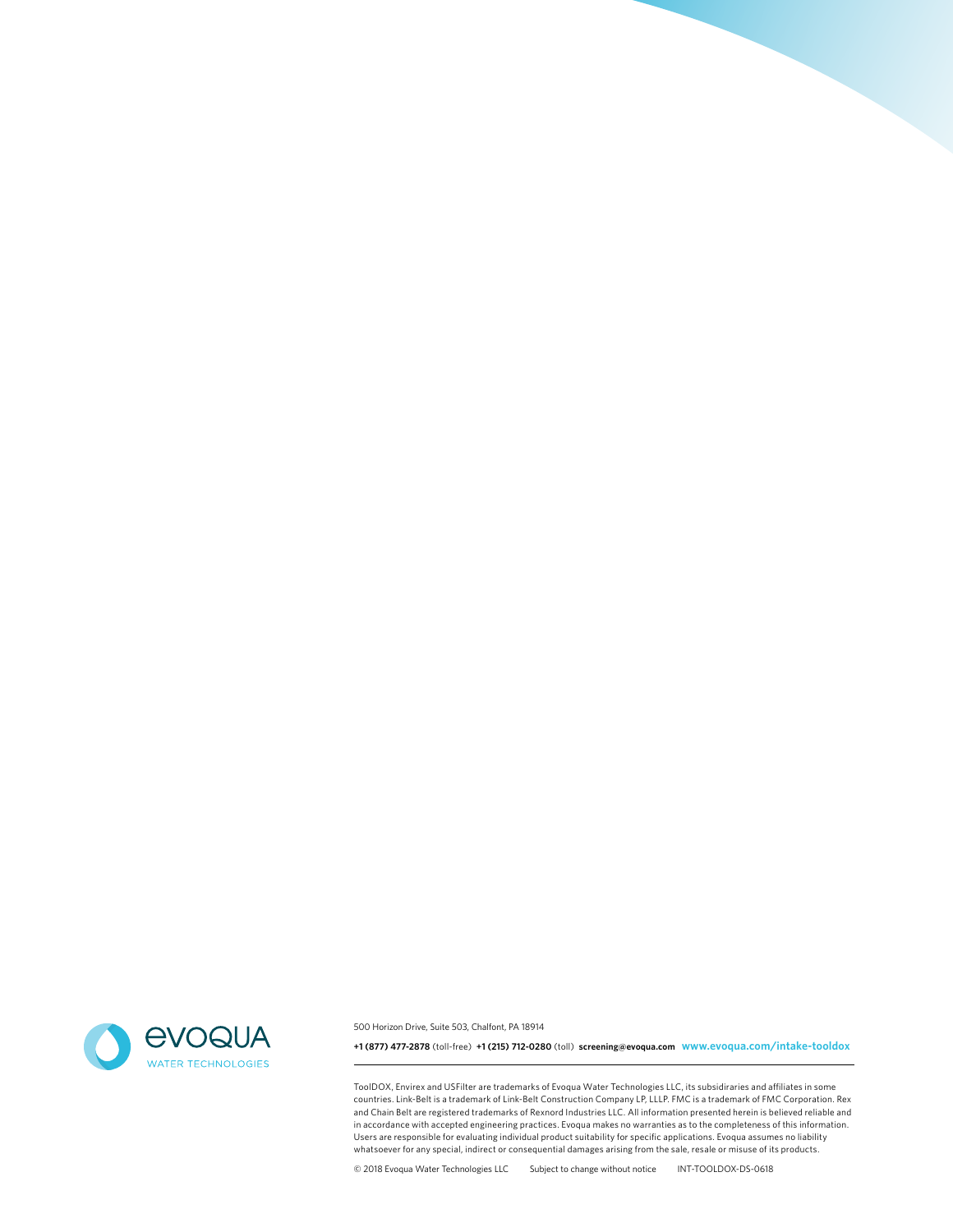EVOQUA WATER TECHNOLOGIES

500 Horizon Drive, Suite 503, Chalfont, PA 18914

**+1 (877) 477-2878** (toll-free) **+1 (215) 712-0280** (toll) **screening@evoqua.com** **www.evoqua.com/intake-tooldox**

ToolDOX, Envirex and USFilter are trademarks of Evoqua Water Technologies LLC, its subsidiraries and affiliates in some countries. Link-Belt is a trademark of Link-Belt Construction Company LP, LLLP. FMC is a trademark of FMC Corporation. Rex and Chain Belt are registered trademarks of Rexnord Industries LLC. All information presented herein is believed reliable and in accordance with accepted engineering practices. Evoqua makes no warranties as to the completeness of this information. Users are responsible for evaluating individual product suitability for specific applications. Evoqua assumes no liability whatsoever for any special, indirect or consequential damages arising from the sale, resale or misuse of its products.

© 2018 Evoqua Water Technologies LLC Subject to change without notice INT-TOOLDOX-DS-0618